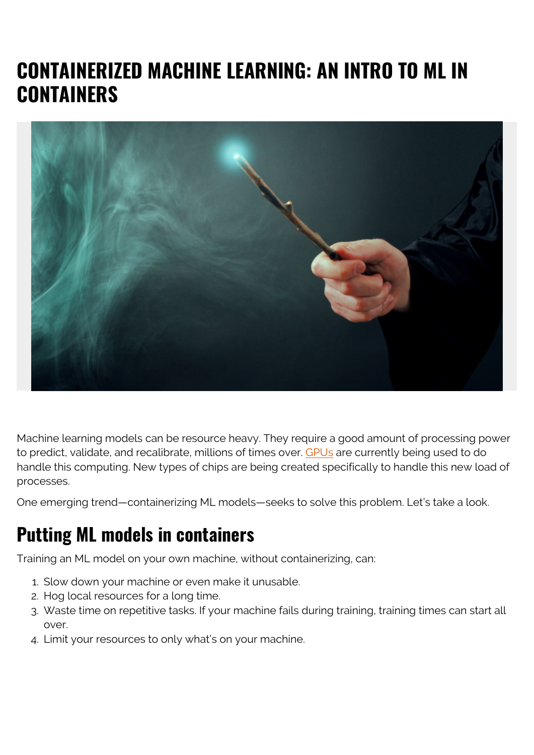# CONTAINERIZED MACHINE LEARNING: AN INTRO TO ML IN CONTAINERS

Machine learning models can be resource heavy. They require a good amount of processing power to predict, validate, and recalibrate, millions of times over. GPUs are currently being used to do handle this computing. New types of chips are being created specifically to handle this new load of processes.

One emerging trend—containerizing ML models—seeks to solve this problem. Let's take a look.

## Putting ML models in containers

Training an ML model on your own machine, without containerizing, can:

1. Slow down your machine or even make it unusable.
2. Hog local resources for a long time.
3. Waste time on repetitive tasks. If your machine fails during training, training times can start all over.
4. Limit your resources to only what's on your machine.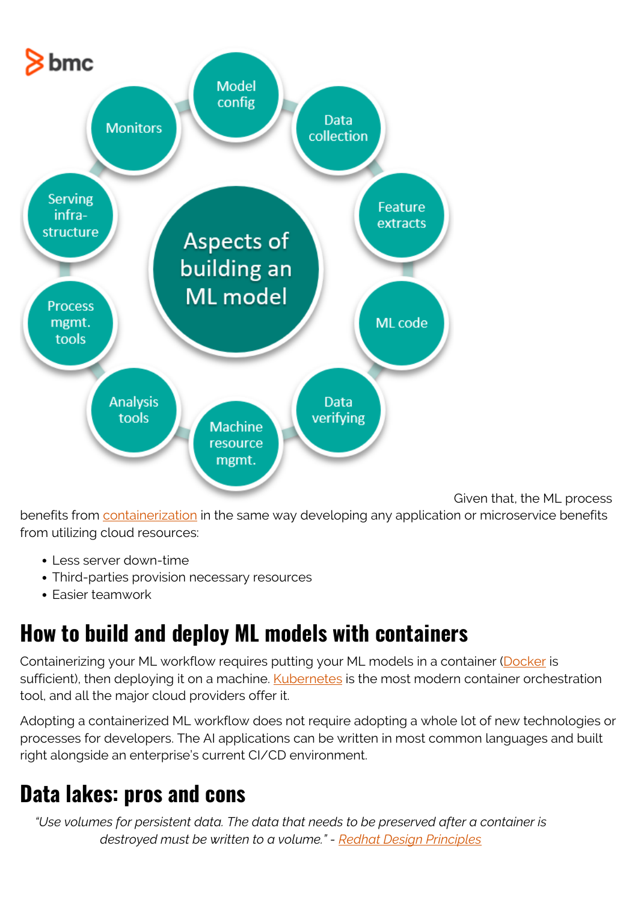Given that, the ML process benefits from containerization in the same way developing any application or microservice benefits from utilizing cloud resources:

- Less server down-time
- Third-parties provision necessary resources
- Easier teamwork

## How to build and deploy ML models with containers

Containerizing your ML workflow requires putting your ML models in a container (Docker is sufficient), then deploying it on a machine. Kubernetes is the most modern container orchestration tool, and all the major cloud providers offer it.

Adopting a containerized ML workflow does not require adopting a whole lot of new technologies or processes for developers. The AI applications can be written in most common languages and built right alongside an enterprise's current CI/CD environment.

## Data lakes: pros and cons

> *"Use volumes for persistent data. The data that needs to be preserved after a container is destroyed must be written to a volume."* - *Redhat Design Principles*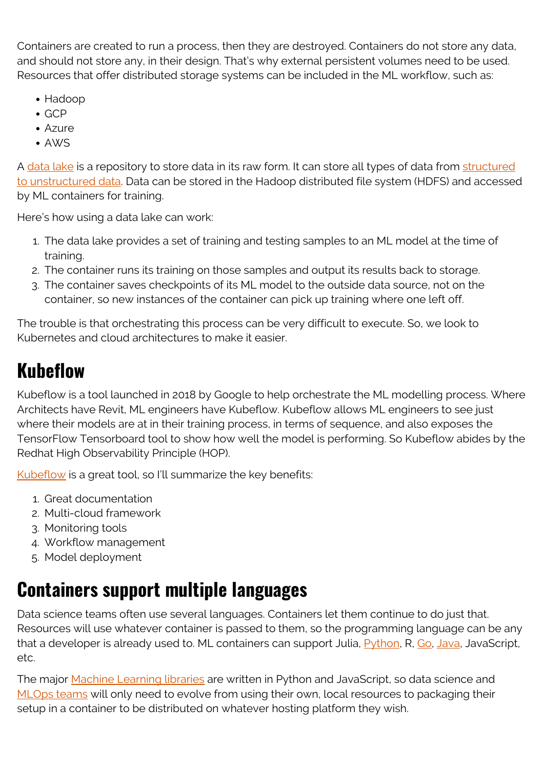Containers are created to run a process, then they are destroyed. Containers do not store any data, and should not store any, in their design. That's why external persistent volumes need to be used. Resources that offer distributed storage systems can be included in the ML workflow, such as:

- Hadoop
- GCP
- Azure
- AWS

A data lake is a repository to store data in its raw form. It can store all types of data from structured to unstructured data. Data can be stored in the Hadoop distributed file system (HDFS) and accessed by ML containers for training.

Here's how using a data lake can work:

1. The data lake provides a set of training and testing samples to an ML model at the time of training.
2. The container runs its training on those samples and output its results back to storage.
3. The container saves checkpoints of its ML model to the outside data source, not on the container, so new instances of the container can pick up training where one left off.

The trouble is that orchestrating this process can be very difficult to execute. So, we look to Kubernetes and cloud architectures to make it easier.

## Kubeflow

Kubeflow is a tool launched in 2018 by Google to help orchestrate the ML modelling process. Where Architects have Revit, ML engineers have Kubeflow. Kubeflow allows ML engineers to see just where their models are at in their training process, in terms of sequence, and also exposes the TensorFlow Tensorboard tool to show how well the model is performing. So Kubeflow abides by the Redhat High Observability Principle (HOP).

Kubeflow is a great tool, so I'll summarize the key benefits:

1. Great documentation
2. Multi-cloud framework
3. Monitoring tools
4. Workflow management
5. Model deployment

## Containers support multiple languages

Data science teams often use several languages. Containers let them continue to do just that. Resources will use whatever container is passed to them, so the programming language can be any that a developer is already used to. ML containers can support Julia, Python, R, Go, Java, JavaScript, etc.

The major Machine Learning libraries are written in Python and JavaScript, so data science and MLOps teams will only need to evolve from using their own, local resources to packaging their setup in a container to be distributed on whatever hosting platform they wish.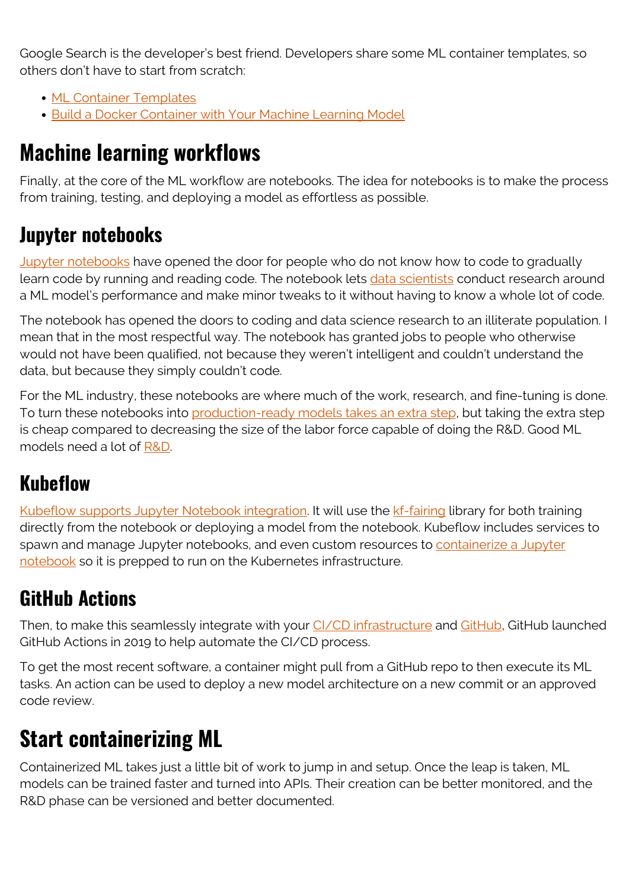Google Search is the developer's best friend. Developers share some ML container templates, so others don't have to start from scratch:

- ML Container Templates
- Build a Docker Container with Your Machine Learning Model

## Machine learning workflows

Finally, at the core of the ML workflow are notebooks. The idea for notebooks is to make the process from training, testing, and deploying a model as effortless as possible.

### Jupyter notebooks

Jupyter notebooks have opened the door for people who do not know how to code to gradually learn code by running and reading code. The notebook lets data scientists conduct research around a ML model's performance and make minor tweaks to it without having to know a whole lot of code.

The notebook has opened the doors to coding and data science research to an illiterate population. I mean that in the most respectful way. The notebook has granted jobs to people who otherwise would not have been qualified, not because they weren't intelligent and couldn't understand the data, but because they simply couldn't code.

For the ML industry, these notebooks are where much of the work, research, and fine-tuning is done. To turn these notebooks into production-ready models takes an extra step, but taking the extra step is cheap compared to decreasing the size of the labor force capable of doing the R&D. Good ML models need a lot of R&D.

### Kubeflow

Kubeflow supports Jupyter Notebook integration. It will use the kf-fairing library for both training directly from the notebook or deploying a model from the notebook. Kubeflow includes services to spawn and manage Jupyter notebooks, and even custom resources to containerize a Jupyter notebook so it is prepped to run on the Kubernetes infrastructure.

### GitHub Actions

Then, to make this seamlessly integrate with your CI/CD infrastructure and GitHub, GitHub launched GitHub Actions in 2019 to help automate the CI/CD process.

To get the most recent software, a container might pull from a GitHub repo to then execute its ML tasks. An action can be used to deploy a new model architecture on a new commit or an approved code review.

## Start containerizing ML

Containerized ML takes just a little bit of work to jump in and setup. Once the leap is taken, ML models can be trained faster and turned into APIs. Their creation can be better monitored, and the R&D phase can be versioned and better documented.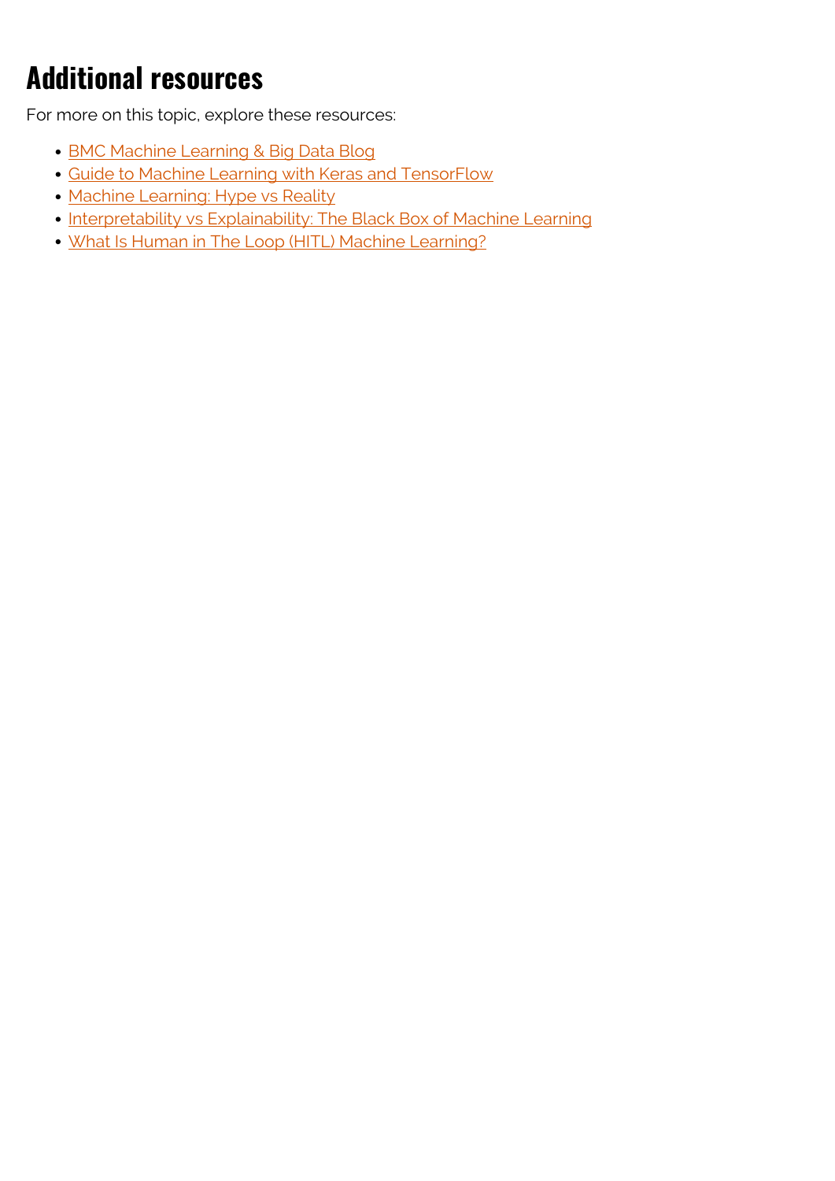## Additional resources

For more on this topic, explore these resources:

- BMC Machine Learning & Big Data Blog
- Guide to Machine Learning with Keras and TensorFlow
- Machine Learning: Hype vs Reality
- Interpretability vs Explainability: The Black Box of Machine Learning
- What Is Human in The Loop (HITL) Machine Learning?